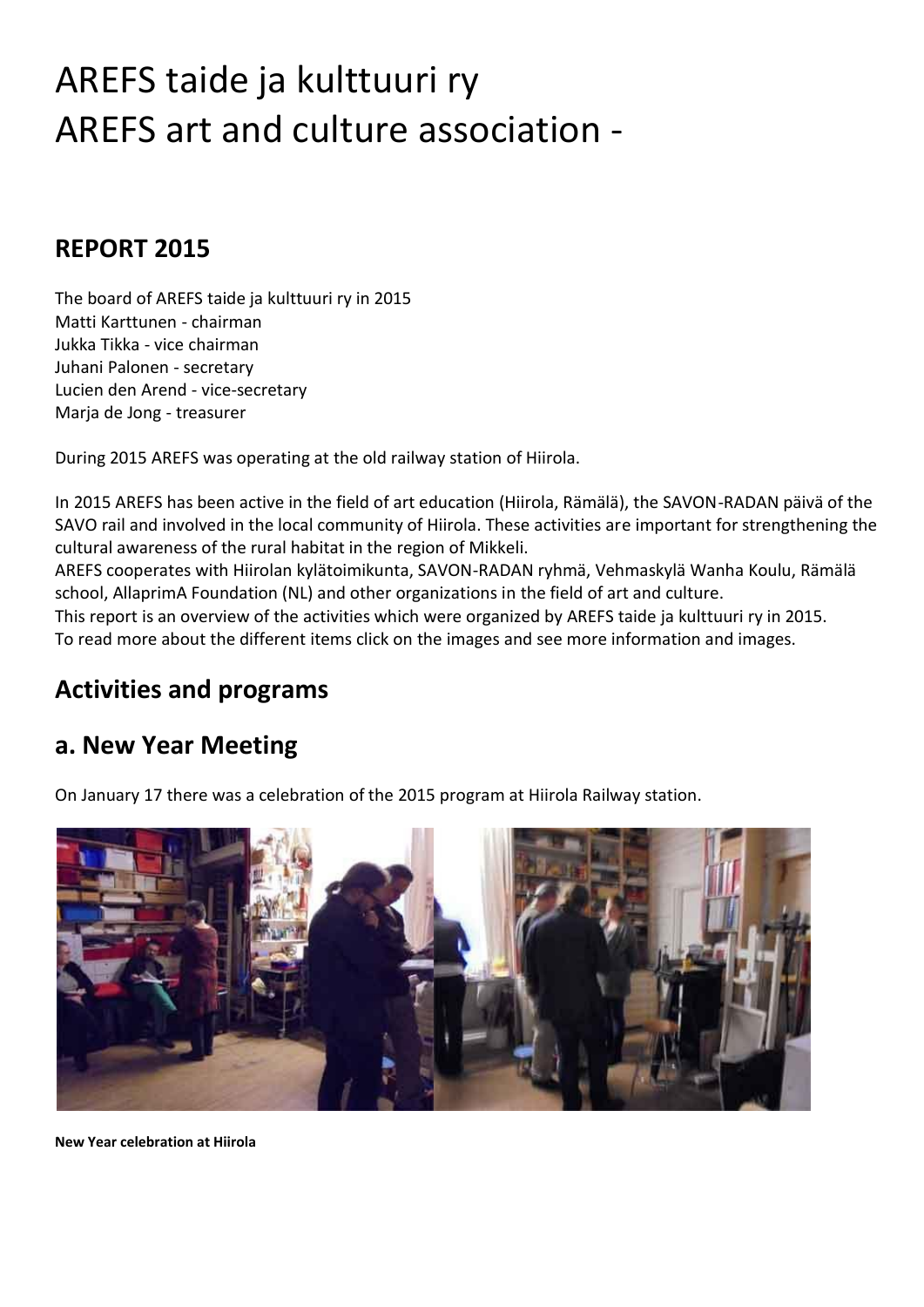# AREFS taide ja kulttuuri ry
# AREFS art and culture association -

## REPORT 2015

The board of AREFS taide ja kulttuuri ry in 2015
Matti Karttunen - chairman
Jukka Tikka - vice chairman
Juhani Palonen - secretary
Lucien den Arend - vice-secretary
Marja de Jong - treasurer

During 2015 AREFS was operating at the old railway station of Hiirola.

In 2015 AREFS has been active in the field of art education (Hiirola, Rämälä), the SAVON-RADAN päivä of the SAVO rail and involved in the local community of Hiirola. These activities are important for strengthening the cultural awareness of the rural habitat in the region of Mikkeli.
AREFS cooperates with Hiirolan kylätoimikunta, SAVON-RADAN ryhmä, Vehmaskylä Wanha Koulu, Rämälä school, AllaprimA Foundation (NL) and other organizations in the field of art and culture.
This report is an overview of the activities which were organized by AREFS taide ja kulttuuri ry in 2015.
To read more about the different items click on the images and see more information and images.

## Activities and programs

## a. New Year Meeting

On January 17 there was a celebration of the 2015 program at Hiirola Railway station.

**New Year celebration at Hiirola**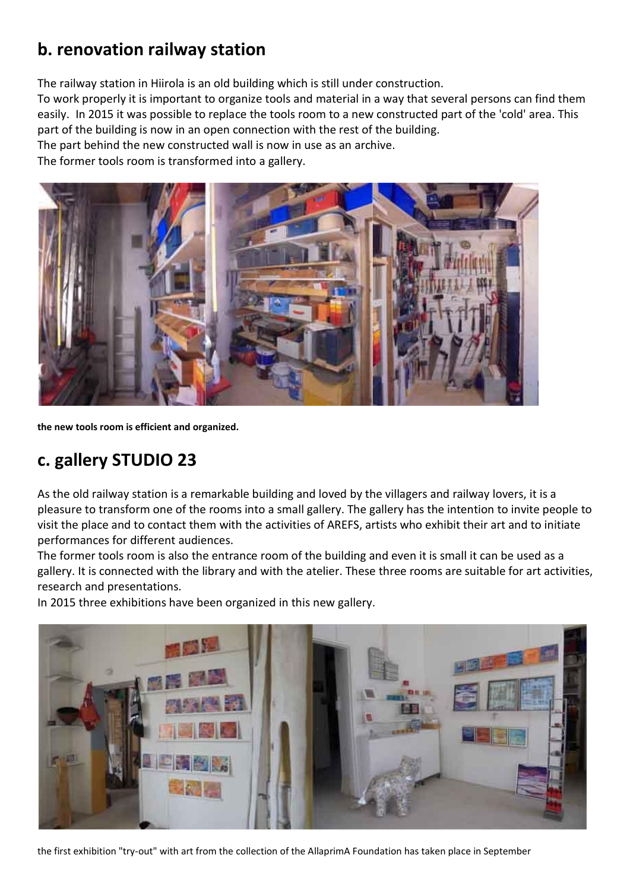## b. renovation railway station

The railway station in Hiirola is an old building which is still under construction.
To work properly it is important to organize tools and material in a way that several persons can find them easily. In 2015 it was possible to replace the tools room to a new constructed part of the 'cold' area. This part of the building is now in an open connection with the rest of the building.
The part behind the new constructed wall is now in use as an archive.
The former tools room is transformed into a gallery.

**the new tools room is efficient and organized.**

## c. gallery STUDIO 23

As the old railway station is a remarkable building and loved by the villagers and railway lovers, it is a pleasure to transform one of the rooms into a small gallery. The gallery has the intention to invite people to visit the place and to contact them with the activities of AREFS, artists who exhibit their art and to initiate performances for different audiences.
The former tools room is also the entrance room of the building and even it is small it can be used as a gallery. It is connected with the library and with the atelier. These three rooms are suitable for art activities, research and presentations.
In 2015 three exhibitions have been organized in this new gallery.

the first exhibition "try-out" with art from the collection of the AllaprimA Foundation has taken place in September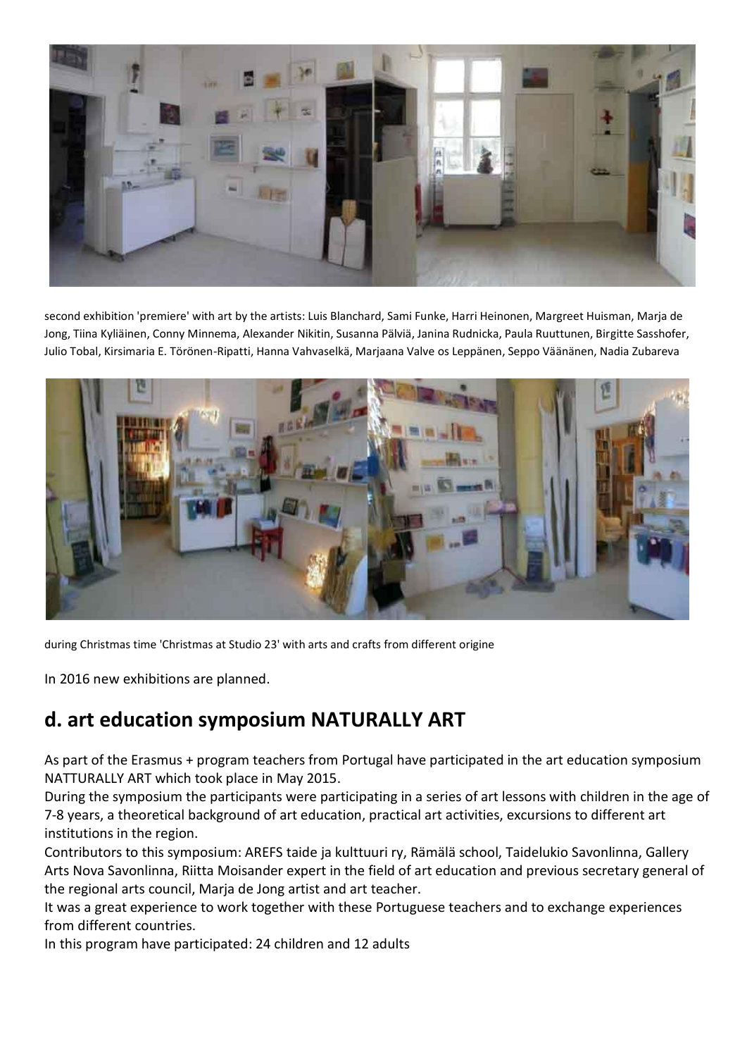second exhibition 'premiere' with art by the artists: Luis Blanchard, Sami Funke, Harri Heinonen, Margreet Huisman, Marja de Jong, Tiina Kyliäinen, Conny Minnema, Alexander Nikitin, Susanna Pälviä, Janina Rudnicka, Paula Ruuttunen, Birgitte Sasshofer, Julio Tobal, Kirsimaria E. Törönen-Ripatti, Hanna Vahvaselkä, Marjaana Valve os Leppänen, Seppo Väänänen, Nadia Zubareva

during Christmas time 'Christmas at Studio 23' with arts and crafts from different origine

In 2016 new exhibitions are planned.

## d. art education symposium NATURALLY ART

As part of the Erasmus + program teachers from Portugal have participated in the art education symposium NATTURALLY ART which took place in May 2015.
During the symposium the participants were participating in a series of art lessons with children in the age of 7-8 years, a theoretical background of art education, practical art activities, excursions to different art institutions in the region.
Contributors to this symposium: AREFS taide ja kulttuuri ry, Rämälä school, Taidelukio Savonlinna, Gallery Arts Nova Savonlinna, Riitta Moisander expert in the field of art education and previous secretary general of the regional arts council, Marja de Jong artist and art teacher.
It was a great experience to work together with these Portuguese teachers and to exchange experiences from different countries.
In this program have participated: 24 children and 12 adults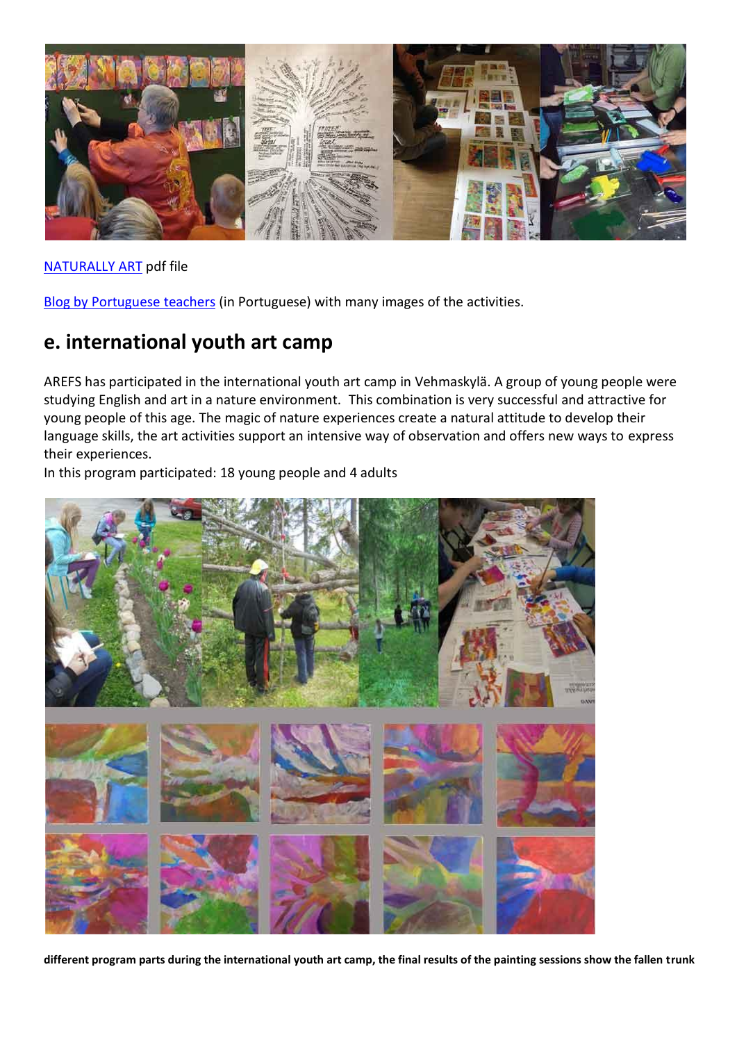NATURALLY ART pdf file

Blog by Portuguese teachers (in Portuguese) with many images of the activities.

## e. international youth art camp

AREFS has participated in the international youth art camp in Vehmaskylä. A group of young people were studying English and art in a nature environment. This combination is very successful and attractive for young people of this age. The magic of nature experiences create a natural attitude to develop their language skills, the art activities support an intensive way of observation and offers new ways to express their experiences.
In this program participated: 18 young people and 4 adults

**different program parts during the international youth art camp, the final results of the painting sessions show the fallen trunk**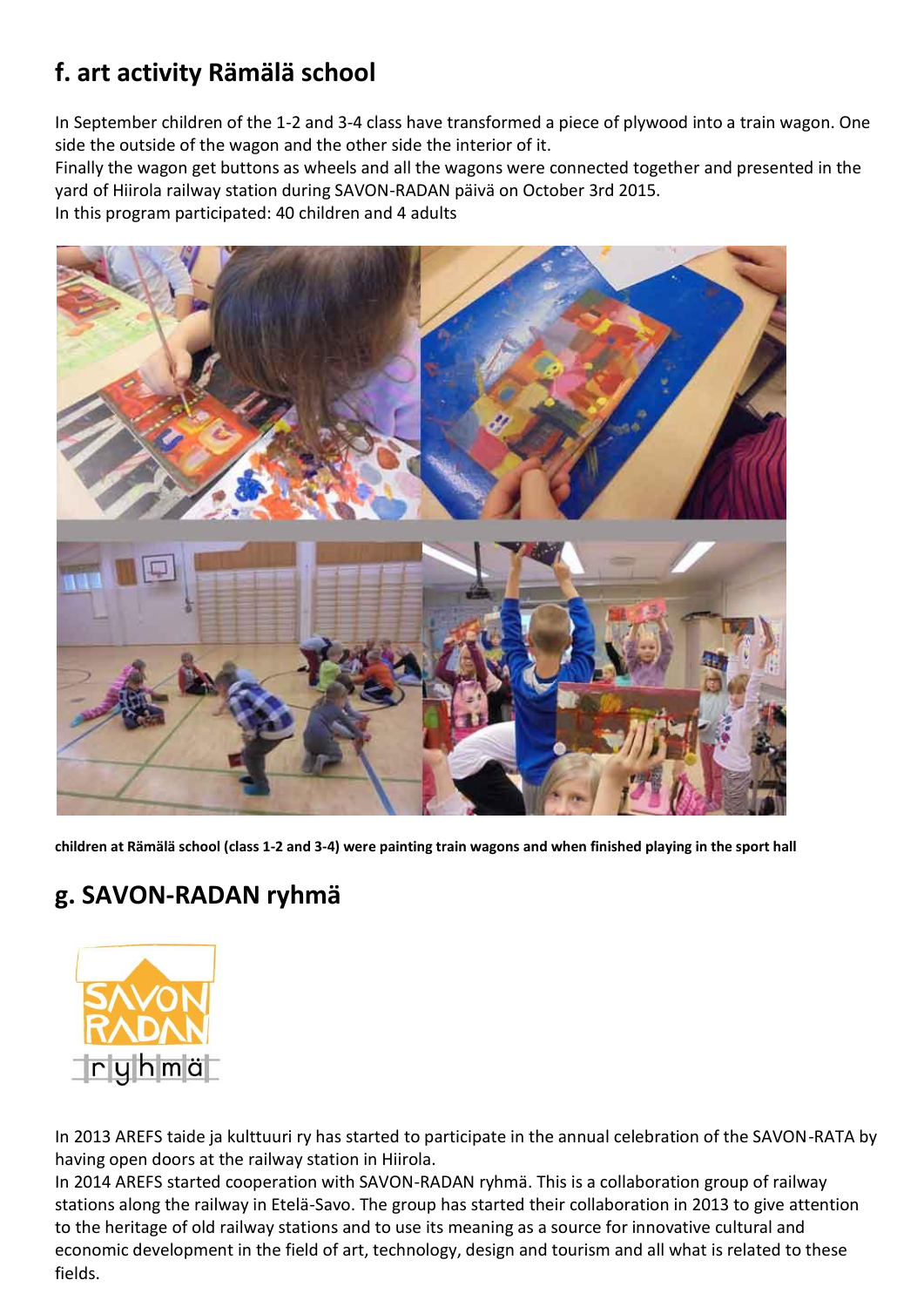## f. art activity Rämälä school

In September children of the 1-2 and 3-4 class have transformed a piece of plywood into a train wagon. One side the outside of the wagon and the other side the interior of it.
Finally the wagon get buttons as wheels and all the wagons were connected together and presented in the yard of Hiirola railway station during SAVON-RADAN päivä on October 3rd 2015.
In this program participated: 40 children and 4 adults

**children at Rämälä school (class 1-2 and 3-4) were painting train wagons and when finished playing in the sport hall**

## g. SAVON-RADAN ryhmä

In 2013 AREFS taide ja kulttuuri ry has started to participate in the annual celebration of the SAVON-RATA by having open doors at the railway station in Hiirola.
In 2014 AREFS started cooperation with SAVON-RADAN ryhmä. This is a collaboration group of railway stations along the railway in Etelä-Savo. The group has started their collaboration in 2013 to give attention to the heritage of old railway stations and to use its meaning as a source for innovative cultural and economic development in the field of art, technology, design and tourism and all what is related to these fields.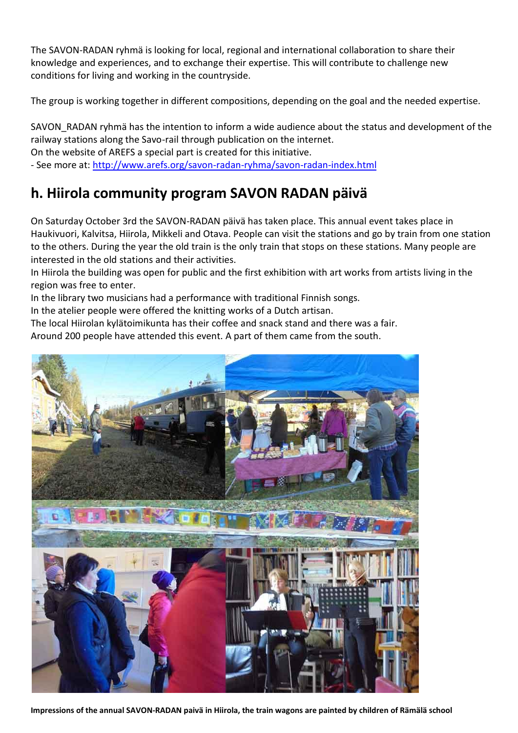The SAVON-RADAN ryhmä is looking for local, regional and international collaboration to share their knowledge and experiences, and to exchange their expertise. This will contribute to challenge new conditions for living and working in the countryside.

The group is working together in different compositions, depending on the goal and the needed expertise.

SAVON_RADAN ryhmä has the intention to inform a wide audience about the status and development of the railway stations along the Savo-rail through publication on the internet.
On the website of AREFS a special part is created for this initiative.
- See more at: http://www.arefs.org/savon-radan-ryhma/savon-radan-index.html

## h. Hiirola community program SAVON RADAN päivä

On Saturday October 3rd the SAVON-RADAN päivä has taken place. This annual event takes place in Haukivuori, Kalvitsa, Hiirola, Mikkeli and Otava. People can visit the stations and go by train from one station to the others. During the year the old train is the only train that stops on these stations. Many people are interested in the old stations and their activities.
In Hiirola the building was open for public and the first exhibition with art works from artists living in the region was free to enter.
In the library two musicians had a performance with traditional Finnish songs.
In the atelier people were offered the knitting works of a Dutch artisan.
The local Hiirolan kylätoimikunta has their coffee and snack stand and there was a fair.
Around 200 people have attended this event. A part of them came from the south.

**Impressions of the annual SAVON-RADAN paivä in Hiirola, the train wagons are painted by children of Rämälä school**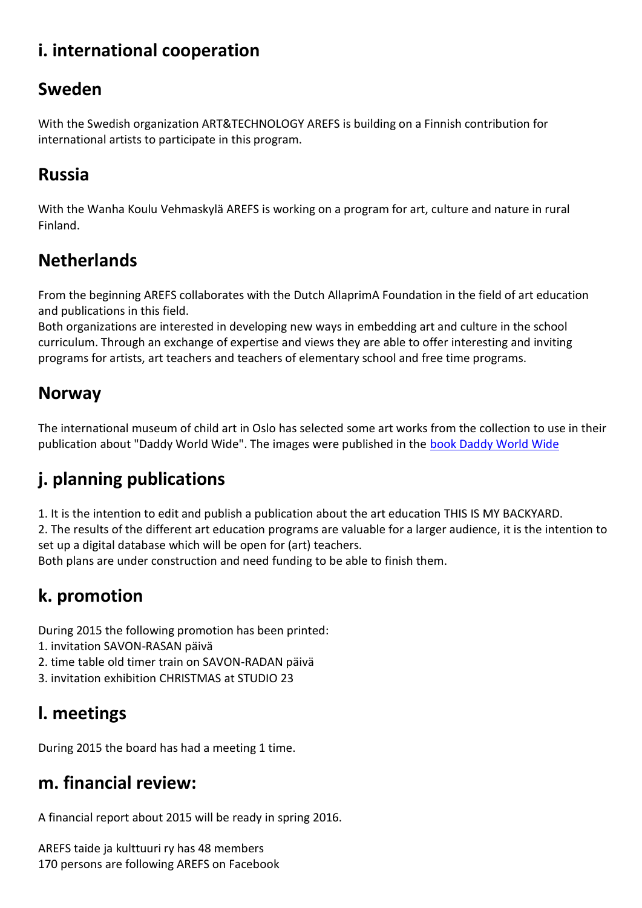## i. international cooperation

### Sweden

With the Swedish organization ART&TECHNOLOGY AREFS is building on a Finnish contribution for international artists to participate in this program.

### Russia

With the Wanha Koulu Vehmaskylä AREFS is working on a program for art, culture and nature in rural Finland.

### Netherlands

From the beginning AREFS collaborates with the Dutch AllaprimA Foundation in the field of art education and publications in this field.
Both organizations are interested in developing new ways in embedding art and culture in the school curriculum. Through an exchange of expertise and views they are able to offer interesting and inviting programs for artists, art teachers and teachers of elementary school and free time programs.

### Norway

The international museum of child art in Oslo has selected some art works from the collection to use in their publication about "Daddy World Wide". The images were published in the book Daddy World Wide

## j. planning publications

1. It is the intention to edit and publish a publication about the art education THIS IS MY BACKYARD.
2. The results of the different art education programs are valuable for a larger audience, it is the intention to set up a digital database which will be open for (art) teachers.

Both plans are under construction and need funding to be able to finish them.

## k. promotion

During 2015 the following promotion has been printed:

1. invitation SAVON-RASAN päivä
2. time table old timer train on SAVON-RADAN päivä
3. invitation exhibition CHRISTMAS at STUDIO 23

## l. meetings

During 2015 the board has had a meeting 1 time.

## m. financial review:

A financial report about 2015 will be ready in spring 2016.

AREFS taide ja kulttuuri ry has 48 members
170 persons are following AREFS on Facebook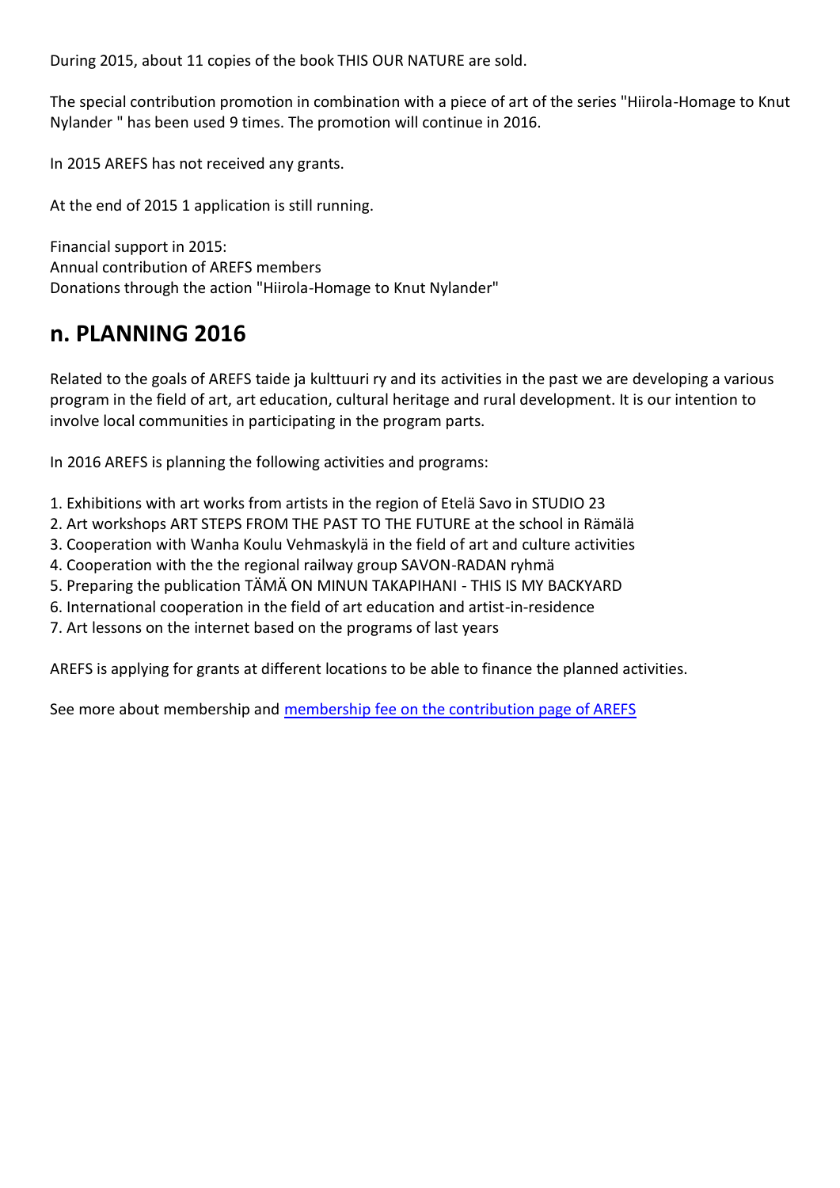During 2015, about 11 copies of the book THIS OUR NATURE are sold.

The special contribution promotion in combination with a piece of art of the series "Hiirola-Homage to Knut Nylander " has been used 9 times. The promotion will continue in 2016.

In 2015 AREFS has not received any grants.

At the end of 2015 1 application is still running.

Financial support in 2015:
Annual contribution of AREFS members
Donations through the action "Hiirola-Homage to Knut Nylander"

## n. PLANNING 2016

Related to the goals of AREFS taide ja kulttuuri ry and its activities in the past we are developing a various program in the field of art, art education, cultural heritage and rural development. It is our intention to involve local communities in participating in the program parts.

In 2016 AREFS is planning the following activities and programs:

1. Exhibitions with art works from artists in the region of Etelä Savo in STUDIO 23
2. Art workshops ART STEPS FROM THE PAST TO THE FUTURE at the school in Rämälä
3. Cooperation with Wanha Koulu Vehmaskylä in the field of art and culture activities
4. Cooperation with the the regional railway group SAVON-RADAN ryhmä
5. Preparing the publication TÄMÄ ON MINUN TAKAPIHANI - THIS IS MY BACKYARD
6. International cooperation in the field of art education and artist-in-residence
7. Art lessons on the internet based on the programs of last years

AREFS is applying for grants at different locations to be able to finance the planned activities.

See more about membership and membership fee on the contribution page of AREFS